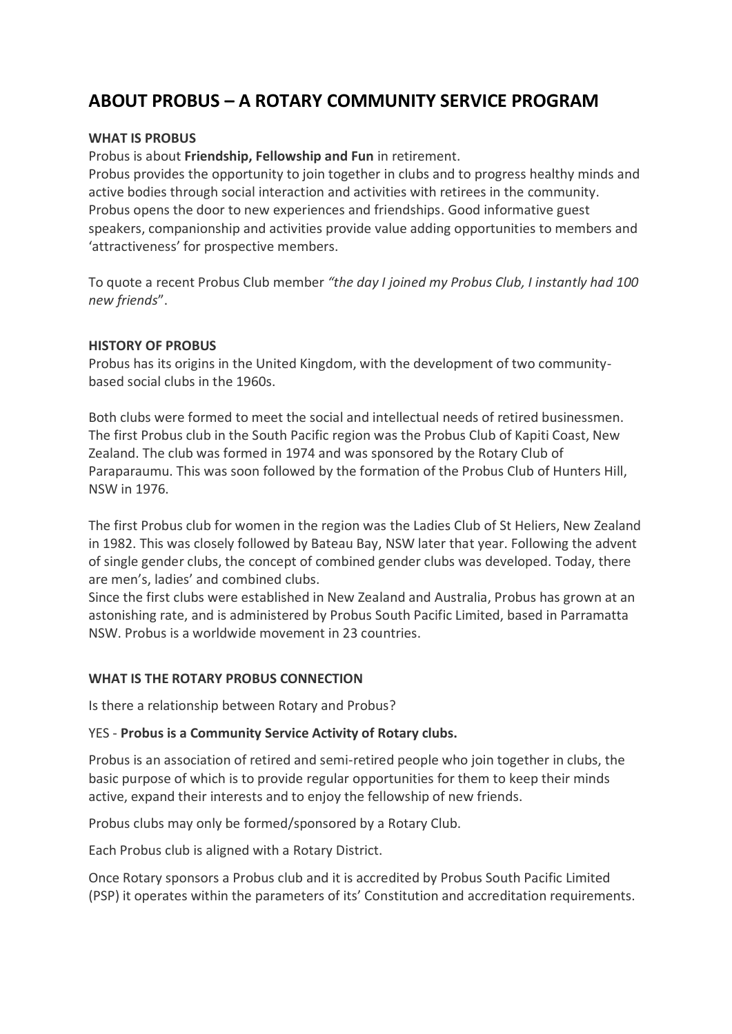# ABOUT PROBUS – A ROTARY COMMUNITY SERVICE PROGRAM

**WHAT IS PROBUS**

Probus is about **Friendship, Fellowship and Fun** in retirement.
Probus provides the opportunity to join together in clubs and to progress healthy minds and active bodies through social interaction and activities with retirees in the community. Probus opens the door to new experiences and friendships. Good informative guest speakers, companionship and activities provide value adding opportunities to members and 'attractiveness' for prospective members.

To quote a recent Probus Club member *"the day I joined my Probus Club, I instantly had 100 new friends*".

**HISTORY OF PROBUS**

Probus has its origins in the United Kingdom, with the development of two community-based social clubs in the 1960s.

Both clubs were formed to meet the social and intellectual needs of retired businessmen. The first Probus club in the South Pacific region was the Probus Club of Kapiti Coast, New Zealand. The club was formed in 1974 and was sponsored by the Rotary Club of Paraparaumu. This was soon followed by the formation of the Probus Club of Hunters Hill, NSW in 1976.

The first Probus club for women in the region was the Ladies Club of St Heliers, New Zealand in 1982. This was closely followed by Bateau Bay, NSW later that year. Following the advent of single gender clubs, the concept of combined gender clubs was developed. Today, there are men's, ladies' and combined clubs.
Since the first clubs were established in New Zealand and Australia, Probus has grown at an astonishing rate, and is administered by Probus South Pacific Limited, based in Parramatta NSW. Probus is a worldwide movement in 23 countries.

**WHAT IS THE ROTARY PROBUS CONNECTION**

Is there a relationship between Rotary and Probus?

YES - **Probus is a Community Service Activity of Rotary clubs.**

Probus is an association of retired and semi-retired people who join together in clubs, the basic purpose of which is to provide regular opportunities for them to keep their minds active, expand their interests and to enjoy the fellowship of new friends.

Probus clubs may only be formed/sponsored by a Rotary Club.

Each Probus club is aligned with a Rotary District.

Once Rotary sponsors a Probus club and it is accredited by Probus South Pacific Limited (PSP) it operates within the parameters of its' Constitution and accreditation requirements.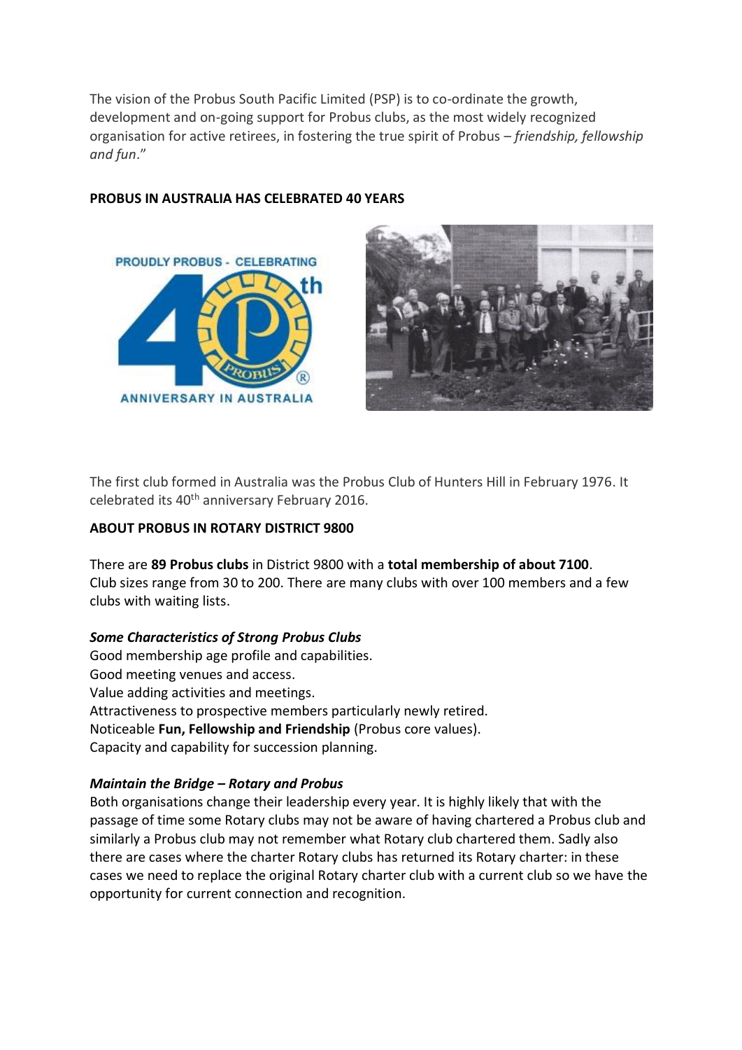The vision of the Probus South Pacific Limited (PSP) is to co-ordinate the growth, development and on-going support for Probus clubs, as the most widely recognized organisation for active retirees, in fostering the true spirit of Probus – *friendship, fellowship and fun*."

**PROBUS IN AUSTRALIA HAS CELEBRATED 40 YEARS**

The first club formed in Australia was the Probus Club of Hunters Hill in February 1976. It celebrated its 40th anniversary February 2016.

**ABOUT PROBUS IN ROTARY DISTRICT 9800**

There are **89 Probus clubs** in District 9800 with a **total membership of about 7100**. Club sizes range from 30 to 200. There are many clubs with over 100 members and a few clubs with waiting lists.

***Some Characteristics of Strong Probus Clubs***

Good membership age profile and capabilities.
Good meeting venues and access.
Value adding activities and meetings.
Attractiveness to prospective members particularly newly retired.
Noticeable **Fun, Fellowship and Friendship** (Probus core values).
Capacity and capability for succession planning.

***Maintain the Bridge – Rotary and Probus***

Both organisations change their leadership every year. It is highly likely that with the passage of time some Rotary clubs may not be aware of having chartered a Probus club and similarly a Probus club may not remember what Rotary club chartered them. Sadly also there are cases where the charter Rotary clubs has returned its Rotary charter: in these cases we need to replace the original Rotary charter club with a current club so we have the opportunity for current connection and recognition.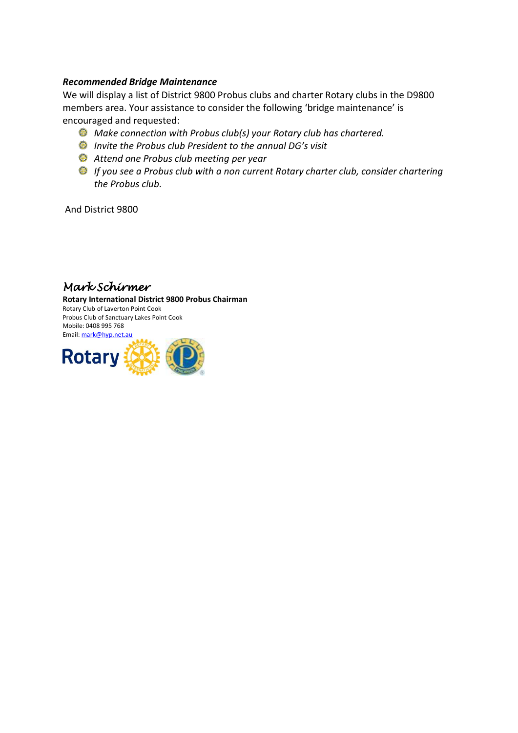***Recommended Bridge Maintenance***

We will display a list of District 9800 Probus clubs and charter Rotary clubs in the D9800 members area. Your assistance to consider the following 'bridge maintenance' is encouraged and requested:

- *Make connection with Probus club(s) your Rotary club has chartered.*
- *Invite the Probus club President to the annual DG's visit*
- *Attend one Probus club meeting per year*
- *If you see a Probus club with a non current Rotary charter club, consider chartering the Probus club.*

And District 9800

*Mark Schirmer*

**Rotary International District 9800 Probus Chairman**

Rotary Club of Laverton Point Cook

Probus Club of Sanctuary Lakes Point Cook

Mobile: 0408 995 768

Email: mark@hyp.net.au

Rotary